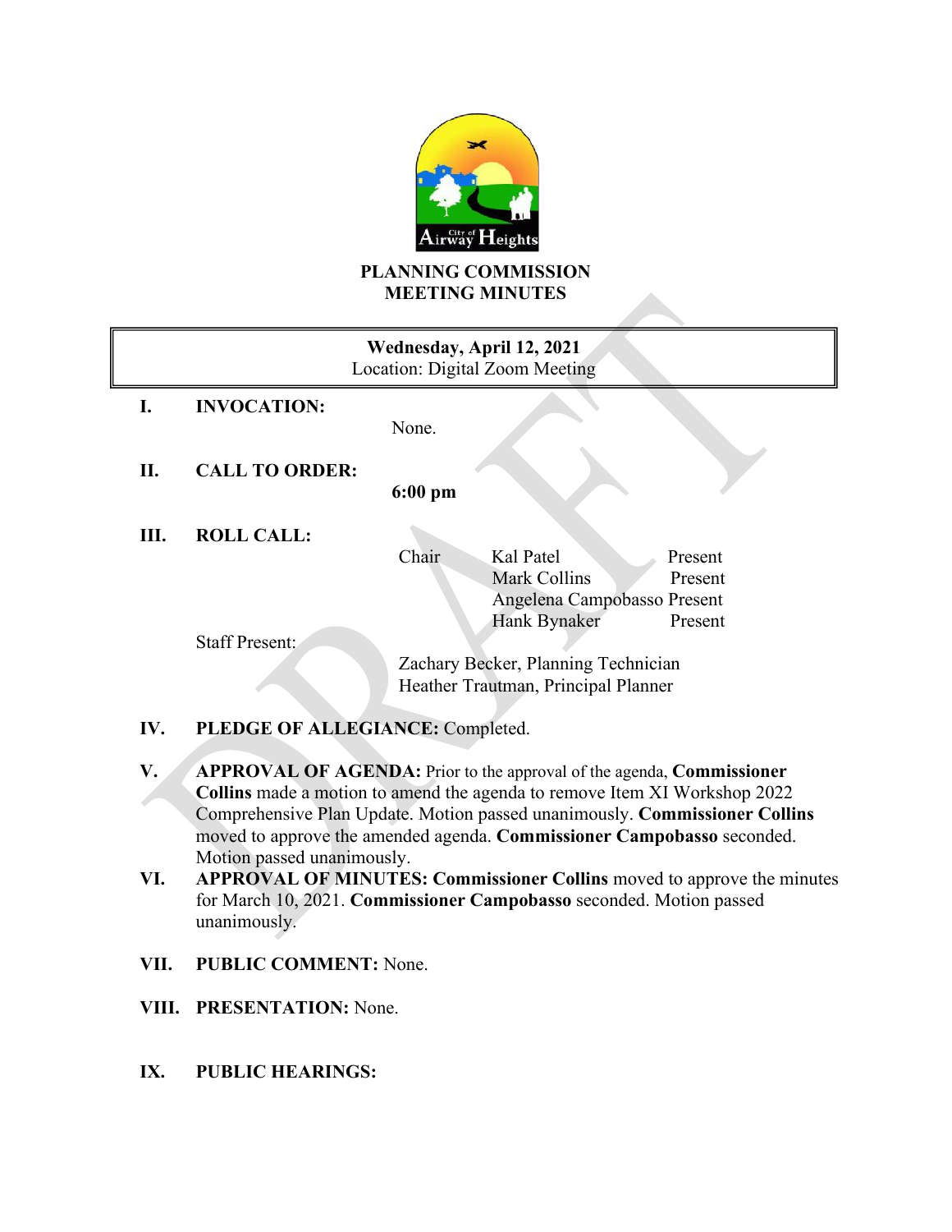# PLANNING COMMISSION
# MEETING MINUTES

**Wednesday, April 12, 2021**
Location: Digital Zoom Meeting

**I. INVOCATION:**
None.

**II. CALL TO ORDER:**
**6:00 pm**

**III. ROLL CALL:**

| | | |
|---|---|---|
| Chair | Kal Patel | Present |
| | Mark Collins | Present |
| | Angelena Campobasso | Present |
| | Hank Bynaker | Present |

Staff Present:
Zachary Becker, Planning Technician
Heather Trautman, Principal Planner

**IV. PLEDGE OF ALLEGIANCE:** Completed.

**V. APPROVAL OF AGENDA:** Prior to the approval of the agenda, **Commissioner Collins** made a motion to amend the agenda to remove Item XI Workshop 2022 Comprehensive Plan Update. Motion passed unanimously. **Commissioner Collins** moved to approve the amended agenda. **Commissioner Campobasso** seconded. Motion passed unanimously.

**VI. APPROVAL OF MINUTES: Commissioner Collins** moved to approve the minutes for March 10, 2021. **Commissioner Campobasso** seconded. Motion passed unanimously.

**VII. PUBLIC COMMENT:** None.

**VIII. PRESENTATION:** None.

**IX. PUBLIC HEARINGS:**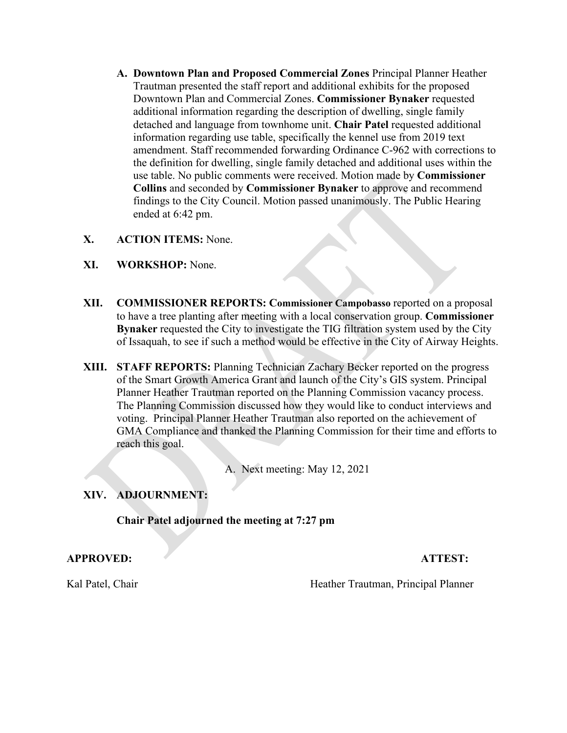**A. Downtown Plan and Proposed Commercial Zones** Principal Planner Heather Trautman presented the staff report and additional exhibits for the proposed Downtown Plan and Commercial Zones. **Commissioner Bynaker** requested additional information regarding the description of dwelling, single family detached and language from townhome unit. **Chair Patel** requested additional information regarding use table, specifically the kennel use from 2019 text amendment. Staff recommended forwarding Ordinance C-962 with corrections to the definition for dwelling, single family detached and additional uses within the use table. No public comments were received. Motion made by **Commissioner Collins** and seconded by **Commissioner Bynaker** to approve and recommend findings to the City Council. Motion passed unanimously. The Public Hearing ended at 6:42 pm.

**X. ACTION ITEMS:** None.

**XI. WORKSHOP:** None.

**XII. COMMISSIONER REPORTS:** **Commissioner Campobasso** reported on a proposal to have a tree planting after meeting with a local conservation group. **Commissioner Bynaker** requested the City to investigate the TIG filtration system used by the City of Issaquah, to see if such a method would be effective in the City of Airway Heights.

**XIII. STAFF REPORTS:** Planning Technician Zachary Becker reported on the progress of the Smart Growth America Grant and launch of the City's GIS system. Principal Planner Heather Trautman reported on the Planning Commission vacancy process. The Planning Commission discussed how they would like to conduct interviews and voting. Principal Planner Heather Trautman also reported on the achievement of GMA Compliance and thanked the Planning Commission for their time and efforts to reach this goal.

A. Next meeting: May 12, 2021

**XIV. ADJOURNMENT:**

**Chair Patel adjourned the meeting at 7:27 pm**

**APPROVED:** **ATTEST:**

Kal Patel, Chair Heather Trautman, Principal Planner